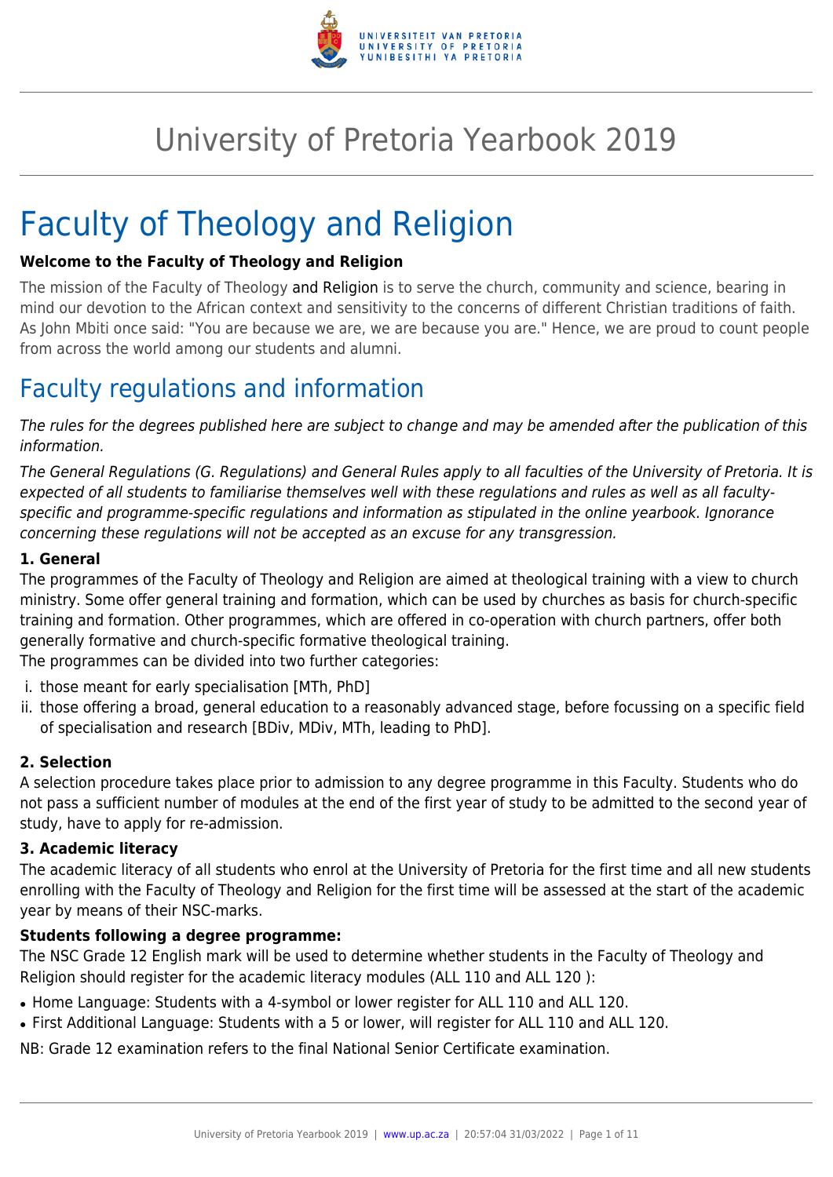# University of Pretoria Yearbook 2019

# Faculty of Theology and Religion

**Welcome to the Faculty of Theology and Religion**

The mission of the Faculty of Theology and Religion is to serve the church, community and science, bearing in mind our devotion to the African context and sensitivity to the concerns of different Christian traditions of faith. As John Mbiti once said: "You are because we are, we are because you are." Hence, we are proud to count people from across the world among our students and alumni.

## Faculty regulations and information

*The rules for the degrees published here are subject to change and may be amended after the publication of this information.*

*The General Regulations (G. Regulations) and General Rules apply to all faculties of the University of Pretoria. It is expected of all students to familiarise themselves well with these regulations and rules as well as all faculty-specific and programme-specific regulations and information as stipulated in the online yearbook. Ignorance concerning these regulations will not be accepted as an excuse for any transgression.*

### 1. General

The programmes of the Faculty of Theology and Religion are aimed at theological training with a view to church ministry. Some offer general training and formation, which can be used by churches as basis for church-specific training and formation. Other programmes, which are offered in co-operation with church partners, offer both generally formative and church-specific formative theological training.
The programmes can be divided into two further categories:

i. those meant for early specialisation [MTh, PhD]
ii. those offering a broad, general education to a reasonably advanced stage, before focussing on a specific field of specialisation and research [BDiv, MDiv, MTh, leading to PhD].

### 2. Selection

A selection procedure takes place prior to admission to any degree programme in this Faculty. Students who do not pass a sufficient number of modules at the end of the first year of study to be admitted to the second year of study, have to apply for re-admission.

### 3. Academic literacy

The academic literacy of all students who enrol at the University of Pretoria for the first time and all new students enrolling with the Faculty of Theology and Religion for the first time will be assessed at the start of the academic year by means of their NSC-marks.

**Students following a degree programme:**

The NSC Grade 12 English mark will be used to determine whether students in the Faculty of Theology and Religion should register for the academic literacy modules (ALL 110 and ALL 120 ):

- Home Language: Students with a 4-symbol or lower register for ALL 110 and ALL 120.
- First Additional Language: Students with a 5 or lower, will register for ALL 110 and ALL 120.

NB: Grade 12 examination refers to the final National Senior Certificate examination.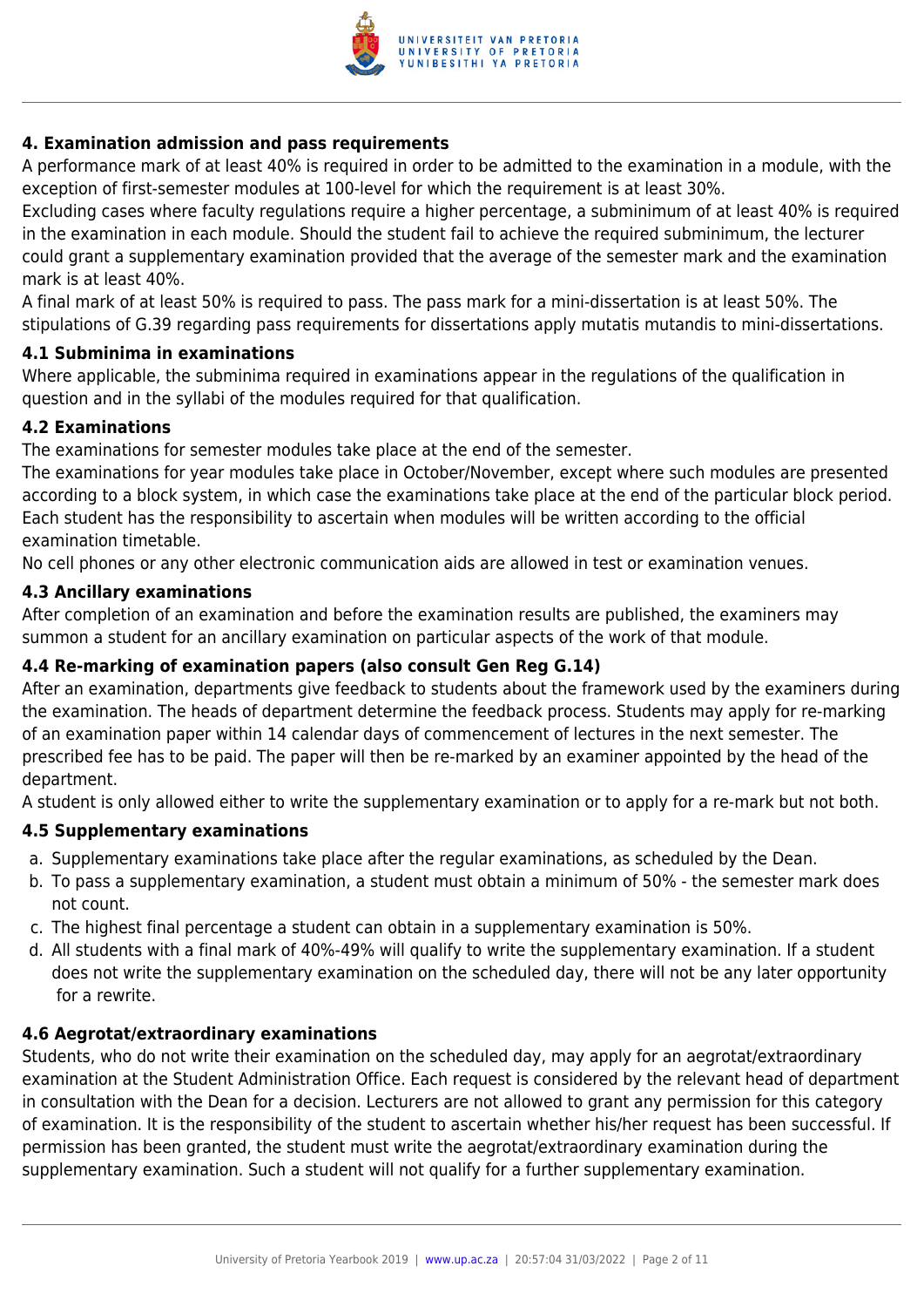### 4. Examination admission and pass requirements

A performance mark of at least 40% is required in order to be admitted to the examination in a module, with the exception of first-semester modules at 100-level for which the requirement is at least 30%.

Excluding cases where faculty regulations require a higher percentage, a subminimum of at least 40% is required in the examination in each module. Should the student fail to achieve the required subminimum, the lecturer could grant a supplementary examination provided that the average of the semester mark and the examination mark is at least 40%.

A final mark of at least 50% is required to pass. The pass mark for a mini-dissertation is at least 50%. The stipulations of G.39 regarding pass requirements for dissertations apply mutatis mutandis to mini-dissertations.

#### 4.1 Subminima in examinations

Where applicable, the subminima required in examinations appear in the regulations of the qualification in question and in the syllabi of the modules required for that qualification.

#### 4.2 Examinations

The examinations for semester modules take place at the end of the semester.

The examinations for year modules take place in October/November, except where such modules are presented according to a block system, in which case the examinations take place at the end of the particular block period. Each student has the responsibility to ascertain when modules will be written according to the official examination timetable.

No cell phones or any other electronic communication aids are allowed in test or examination venues.

#### 4.3 Ancillary examinations

After completion of an examination and before the examination results are published, the examiners may summon a student for an ancillary examination on particular aspects of the work of that module.

#### 4.4 Re-marking of examination papers (also consult Gen Reg G.14)

After an examination, departments give feedback to students about the framework used by the examiners during the examination. The heads of department determine the feedback process. Students may apply for re-marking of an examination paper within 14 calendar days of commencement of lectures in the next semester. The prescribed fee has to be paid. The paper will then be re-marked by an examiner appointed by the head of the department.

A student is only allowed either to write the supplementary examination or to apply for a re-mark but not both.

#### 4.5 Supplementary examinations

a. Supplementary examinations take place after the regular examinations, as scheduled by the Dean.
b. To pass a supplementary examination, a student must obtain a minimum of 50% - the semester mark does not count.
c. The highest final percentage a student can obtain in a supplementary examination is 50%.
d. All students with a final mark of 40%-49% will qualify to write the supplementary examination. If a student does not write the supplementary examination on the scheduled day, there will not be any later opportunity for a rewrite.

#### 4.6 Aegrotat/extraordinary examinations

Students, who do not write their examination on the scheduled day, may apply for an aegrotat/extraordinary examination at the Student Administration Office. Each request is considered by the relevant head of department in consultation with the Dean for a decision. Lecturers are not allowed to grant any permission for this category of examination. It is the responsibility of the student to ascertain whether his/her request has been successful. If permission has been granted, the student must write the aegrotat/extraordinary examination during the supplementary examination. Such a student will not qualify for a further supplementary examination.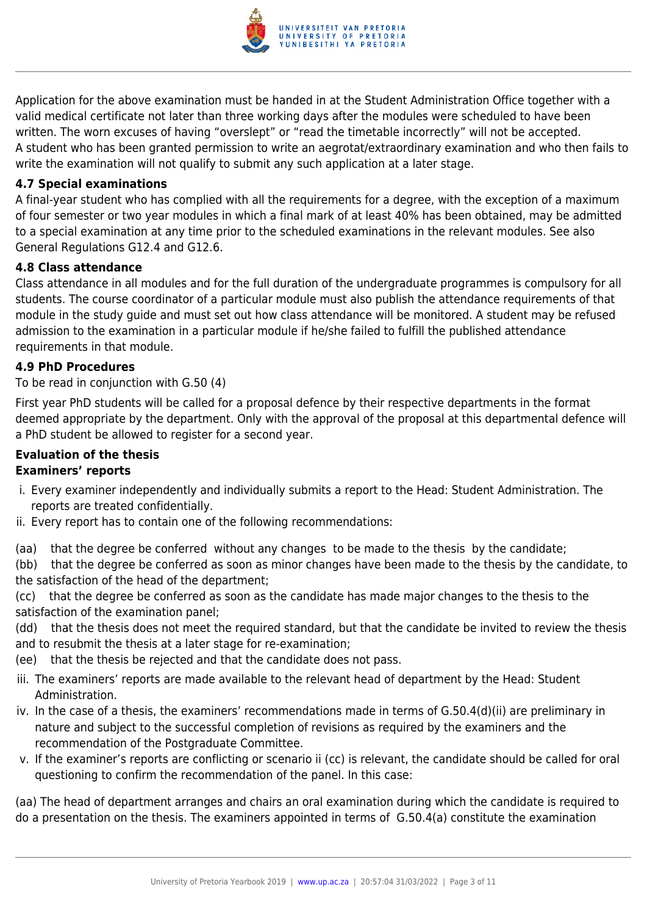Application for the above examination must be handed in at the Student Administration Office together with a valid medical certificate not later than three working days after the modules were scheduled to have been written. The worn excuses of having "overslept" or "read the timetable incorrectly" will not be accepted. A student who has been granted permission to write an aegrotat/extraordinary examination and who then fails to write the examination will not qualify to submit any such application at a later stage.

### 4.7 Special examinations

A final-year student who has complied with all the requirements for a degree, with the exception of a maximum of four semester or two year modules in which a final mark of at least 40% has been obtained, may be admitted to a special examination at any time prior to the scheduled examinations in the relevant modules. See also General Regulations G12.4 and G12.6.

### 4.8 Class attendance

Class attendance in all modules and for the full duration of the undergraduate programmes is compulsory for all students. The course coordinator of a particular module must also publish the attendance requirements of that module in the study guide and must set out how class attendance will be monitored. A student may be refused admission to the examination in a particular module if he/she failed to fulfill the published attendance requirements in that module.

### 4.9 PhD Procedures

To be read in conjunction with G.50 (4)

First year PhD students will be called for a proposal defence by their respective departments in the format deemed appropriate by the department. Only with the approval of the proposal at this departmental defence will a PhD student be allowed to register for a second year.

**Evaluation of the thesis**
**Examiners' reports**

i. Every examiner independently and individually submits a report to the Head: Student Administration. The reports are treated confidentially.
ii. Every report has to contain one of the following recommendations:

(aa) that the degree be conferred without any changes to be made to the thesis by the candidate;
(bb) that the degree be conferred as soon as minor changes have been made to the thesis by the candidate, to the satisfaction of the head of the department;
(cc) that the degree be conferred as soon as the candidate has made major changes to the thesis to the satisfaction of the examination panel;
(dd) that the thesis does not meet the required standard, but that the candidate be invited to review the thesis and to resubmit the thesis at a later stage for re-examination;
(ee) that the thesis be rejected and that the candidate does not pass.

iii. The examiners' reports are made available to the relevant head of department by the Head: Student Administration.
iv. In the case of a thesis, the examiners' recommendations made in terms of G.50.4(d)(ii) are preliminary in nature and subject to the successful completion of revisions as required by the examiners and the recommendation of the Postgraduate Committee.
v. If the examiner's reports are conflicting or scenario ii (cc) is relevant, the candidate should be called for oral questioning to confirm the recommendation of the panel. In this case:

(aa) The head of department arranges and chairs an oral examination during which the candidate is required to do a presentation on the thesis. The examiners appointed in terms of G.50.4(a) constitute the examination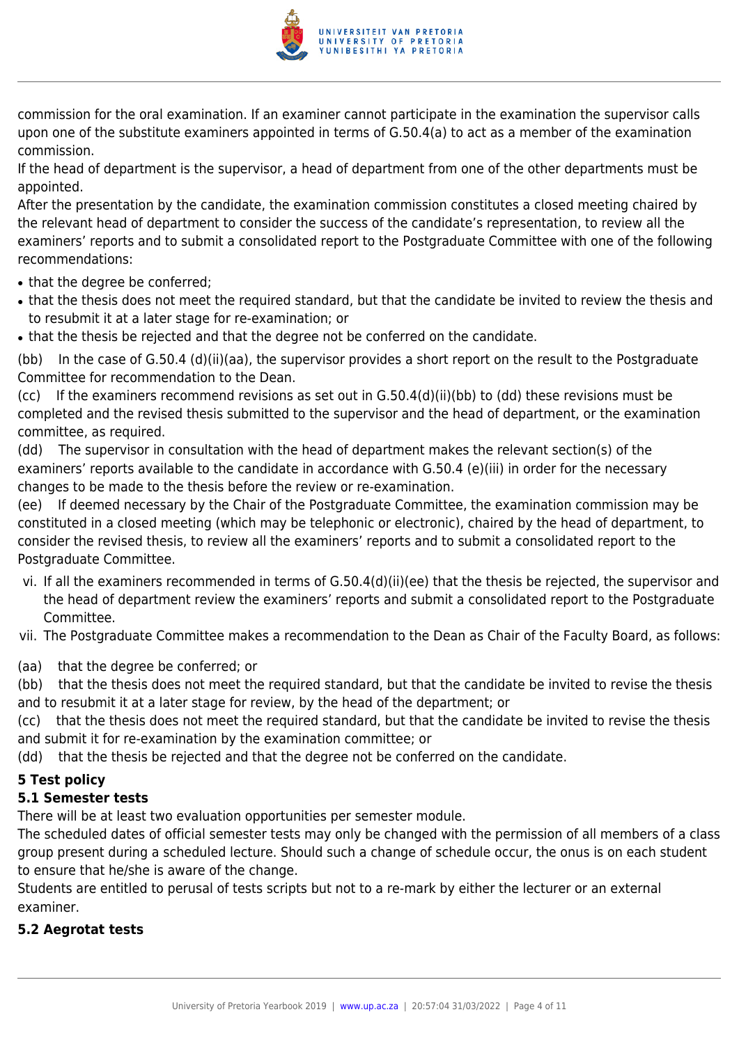commission for the oral examination. If an examiner cannot participate in the examination the supervisor calls upon one of the substitute examiners appointed in terms of G.50.4(a) to act as a member of the examination commission.

If the head of department is the supervisor, a head of department from one of the other departments must be appointed.

After the presentation by the candidate, the examination commission constitutes a closed meeting chaired by the relevant head of department to consider the success of the candidate's representation, to review all the examiners' reports and to submit a consolidated report to the Postgraduate Committee with one of the following recommendations:

- that the degree be conferred;
- that the thesis does not meet the required standard, but that the candidate be invited to review the thesis and to resubmit it at a later stage for re-examination; or
- that the thesis be rejected and that the degree not be conferred on the candidate.

(bb) In the case of G.50.4 (d)(ii)(aa), the supervisor provides a short report on the result to the Postgraduate Committee for recommendation to the Dean.

(cc) If the examiners recommend revisions as set out in G.50.4(d)(ii)(bb) to (dd) these revisions must be completed and the revised thesis submitted to the supervisor and the head of department, or the examination committee, as required.

(dd) The supervisor in consultation with the head of department makes the relevant section(s) of the examiners' reports available to the candidate in accordance with G.50.4 (e)(iii) in order for the necessary changes to be made to the thesis before the review or re-examination.

(ee) If deemed necessary by the Chair of the Postgraduate Committee, the examination commission may be constituted in a closed meeting (which may be telephonic or electronic), chaired by the head of department, to consider the revised thesis, to review all the examiners' reports and to submit a consolidated report to the Postgraduate Committee.

vi. If all the examiners recommended in terms of G.50.4(d)(ii)(ee) that the thesis be rejected, the supervisor and the head of department review the examiners' reports and submit a consolidated report to the Postgraduate Committee.

vii. The Postgraduate Committee makes a recommendation to the Dean as Chair of the Faculty Board, as follows:

(aa) that the degree be conferred; or

(bb) that the thesis does not meet the required standard, but that the candidate be invited to revise the thesis and to resubmit it at a later stage for review, by the head of the department; or

(cc) that the thesis does not meet the required standard, but that the candidate be invited to revise the thesis and submit it for re-examination by the examination committee; or

(dd) that the thesis be rejected and that the degree not be conferred on the candidate.

## 5 Test policy

### 5.1 Semester tests

There will be at least two evaluation opportunities per semester module.

The scheduled dates of official semester tests may only be changed with the permission of all members of a class group present during a scheduled lecture. Should such a change of schedule occur, the onus is on each student to ensure that he/she is aware of the change.

Students are entitled to perusal of tests scripts but not to a re-mark by either the lecturer or an external examiner.

### 5.2 Aegrotat tests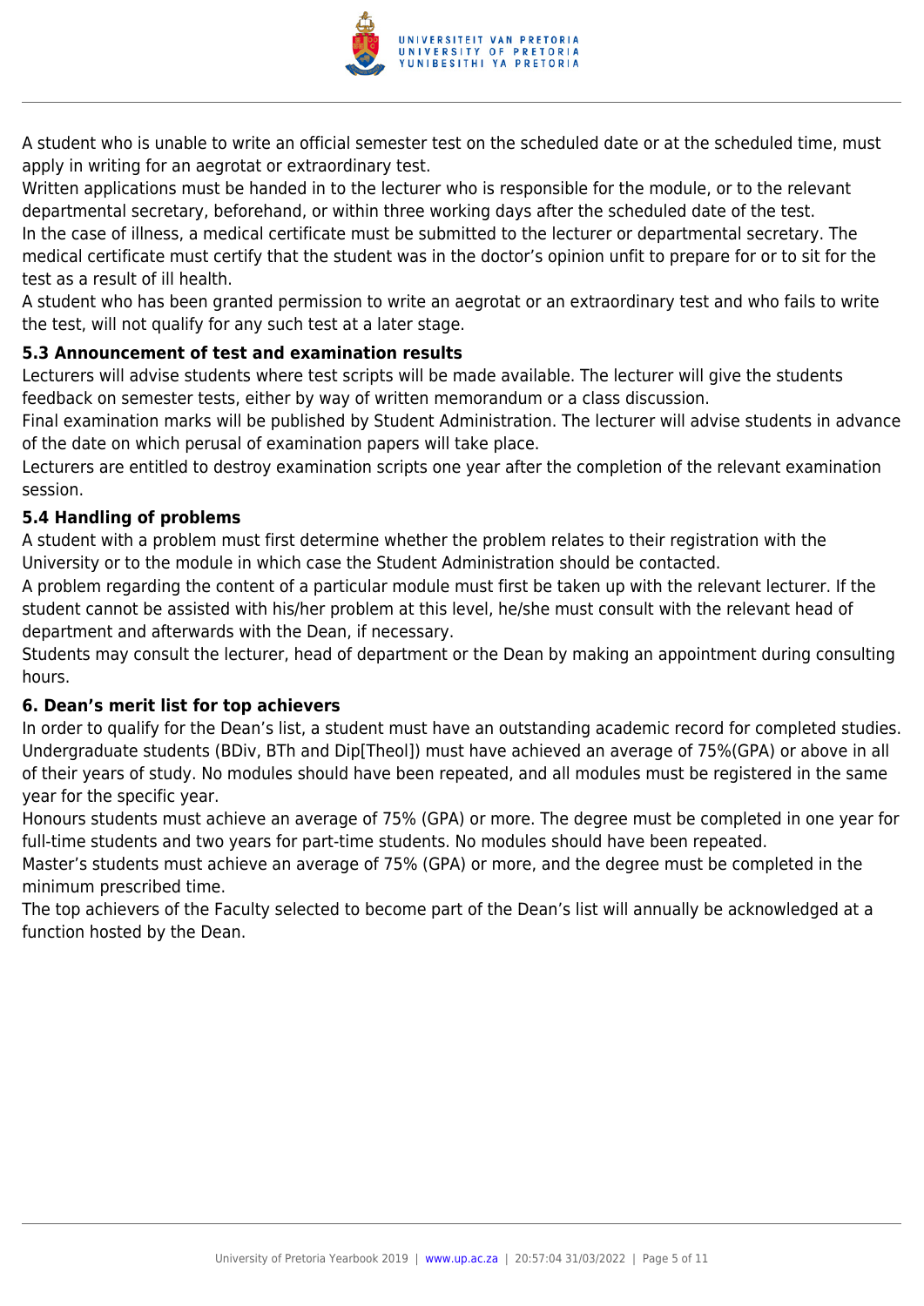A student who is unable to write an official semester test on the scheduled date or at the scheduled time, must apply in writing for an aegrotat or extraordinary test.

Written applications must be handed in to the lecturer who is responsible for the module, or to the relevant departmental secretary, beforehand, or within three working days after the scheduled date of the test.

In the case of illness, a medical certificate must be submitted to the lecturer or departmental secretary. The medical certificate must certify that the student was in the doctor's opinion unfit to prepare for or to sit for the test as a result of ill health.

A student who has been granted permission to write an aegrotat or an extraordinary test and who fails to write the test, will not qualify for any such test at a later stage.

### 5.3 Announcement of test and examination results

Lecturers will advise students where test scripts will be made available. The lecturer will give the students feedback on semester tests, either by way of written memorandum or a class discussion.

Final examination marks will be published by Student Administration. The lecturer will advise students in advance of the date on which perusal of examination papers will take place.

Lecturers are entitled to destroy examination scripts one year after the completion of the relevant examination session.

### 5.4 Handling of problems

A student with a problem must first determine whether the problem relates to their registration with the University or to the module in which case the Student Administration should be contacted.

A problem regarding the content of a particular module must first be taken up with the relevant lecturer. If the student cannot be assisted with his/her problem at this level, he/she must consult with the relevant head of department and afterwards with the Dean, if necessary.

Students may consult the lecturer, head of department or the Dean by making an appointment during consulting hours.

## 6. Dean's merit list for top achievers

In order to qualify for the Dean's list, a student must have an outstanding academic record for completed studies. Undergraduate students (BDiv, BTh and Dip[Theol]) must have achieved an average of 75%(GPA) or above in all of their years of study. No modules should have been repeated, and all modules must be registered in the same year for the specific year.

Honours students must achieve an average of 75% (GPA) or more. The degree must be completed in one year for full-time students and two years for part-time students. No modules should have been repeated.

Master's students must achieve an average of 75% (GPA) or more, and the degree must be completed in the minimum prescribed time.

The top achievers of the Faculty selected to become part of the Dean's list will annually be acknowledged at a function hosted by the Dean.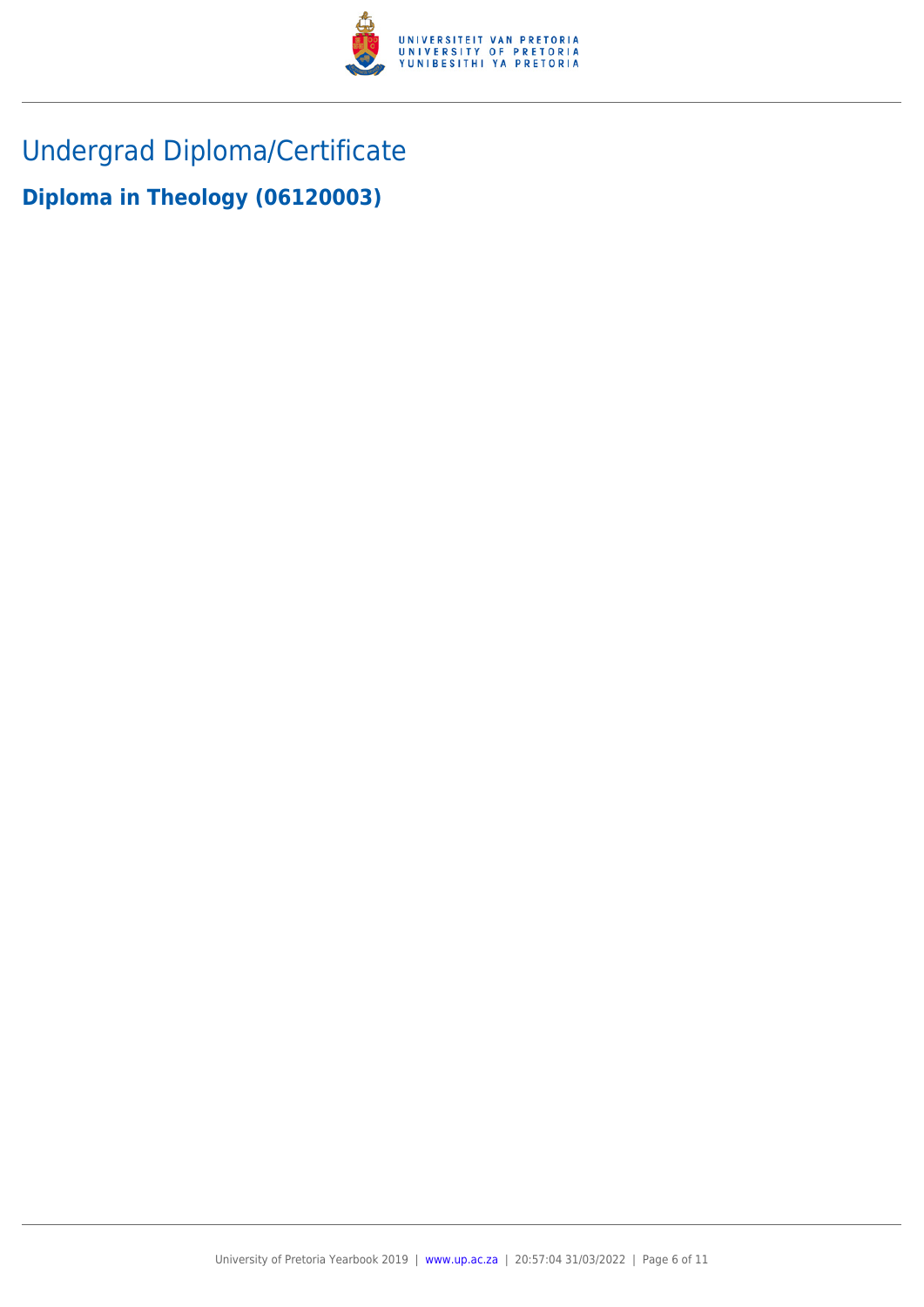# Undergrad Diploma/Certificate

## Diploma in Theology (06120003)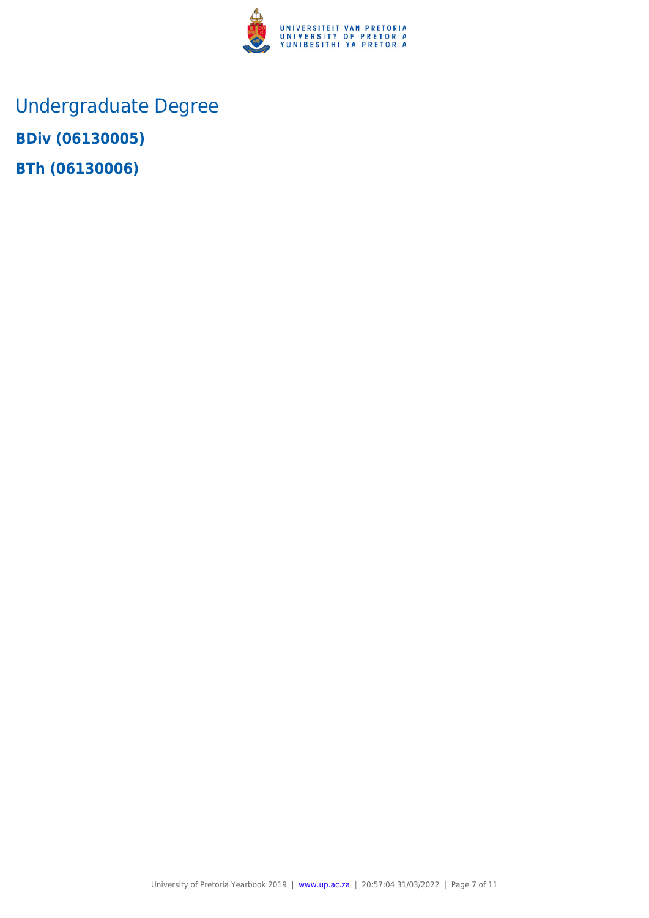# Undergraduate Degree

**BDiv (06130005)**

**BTh (06130006)**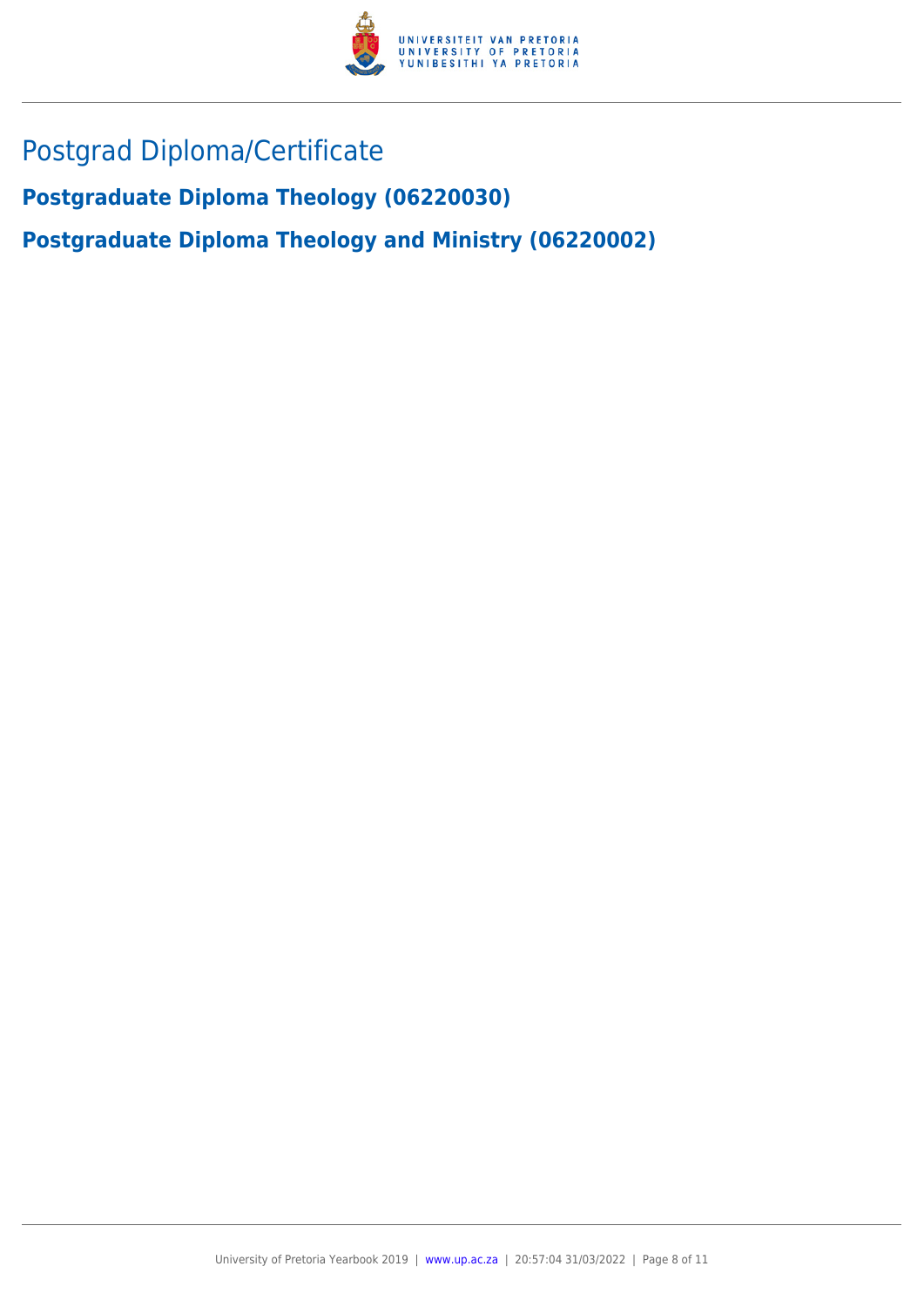# Postgrad Diploma/Certificate

## Postgraduate Diploma Theology (06220030)

## Postgraduate Diploma Theology and Ministry (06220002)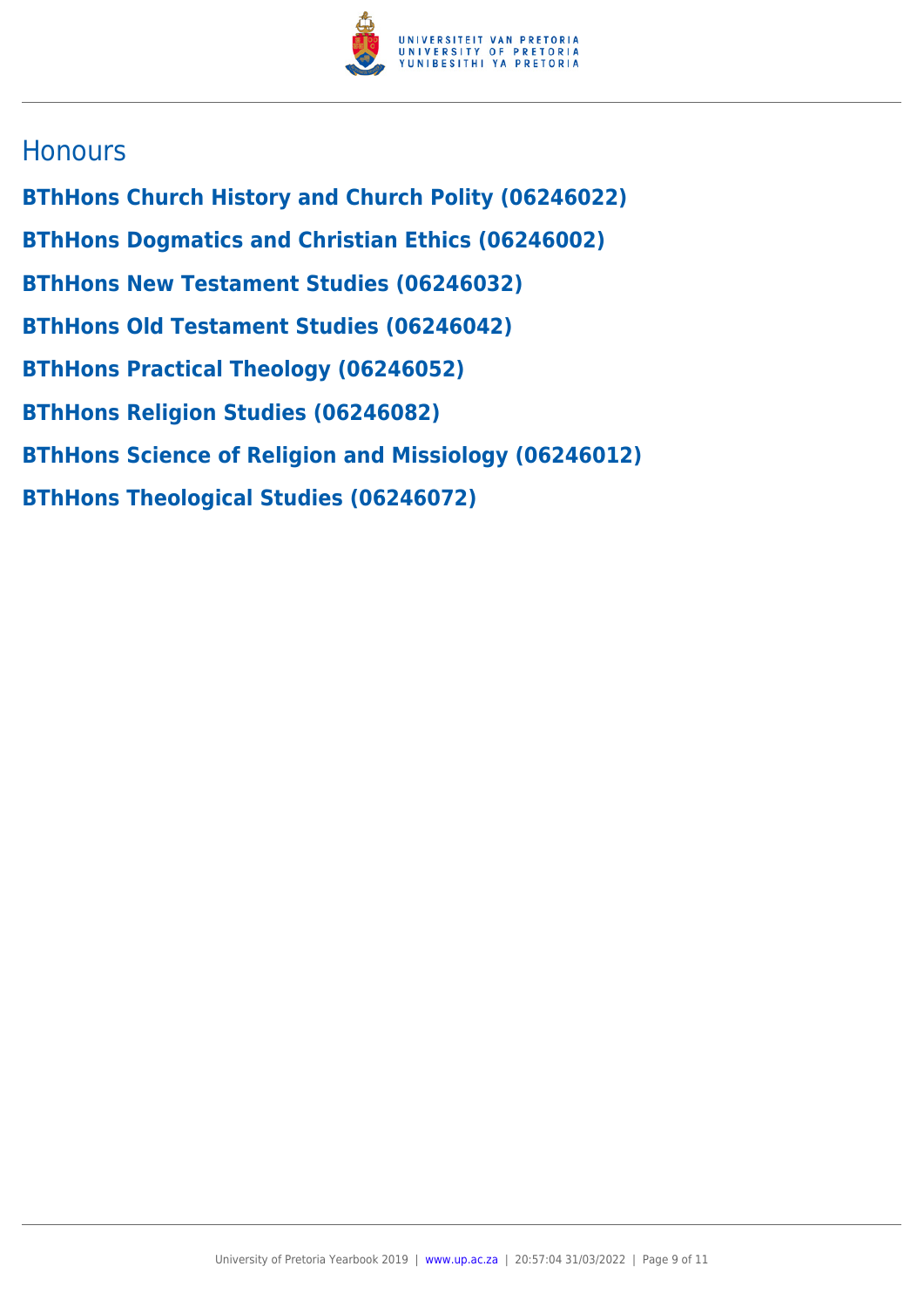## Honours

**BThHons Church History and Church Polity (06246022)**

**BThHons Dogmatics and Christian Ethics (06246002)**

**BThHons New Testament Studies (06246032)**

**BThHons Old Testament Studies (06246042)**

**BThHons Practical Theology (06246052)**

**BThHons Religion Studies (06246082)**

**BThHons Science of Religion and Missiology (06246012)**

**BThHons Theological Studies (06246072)**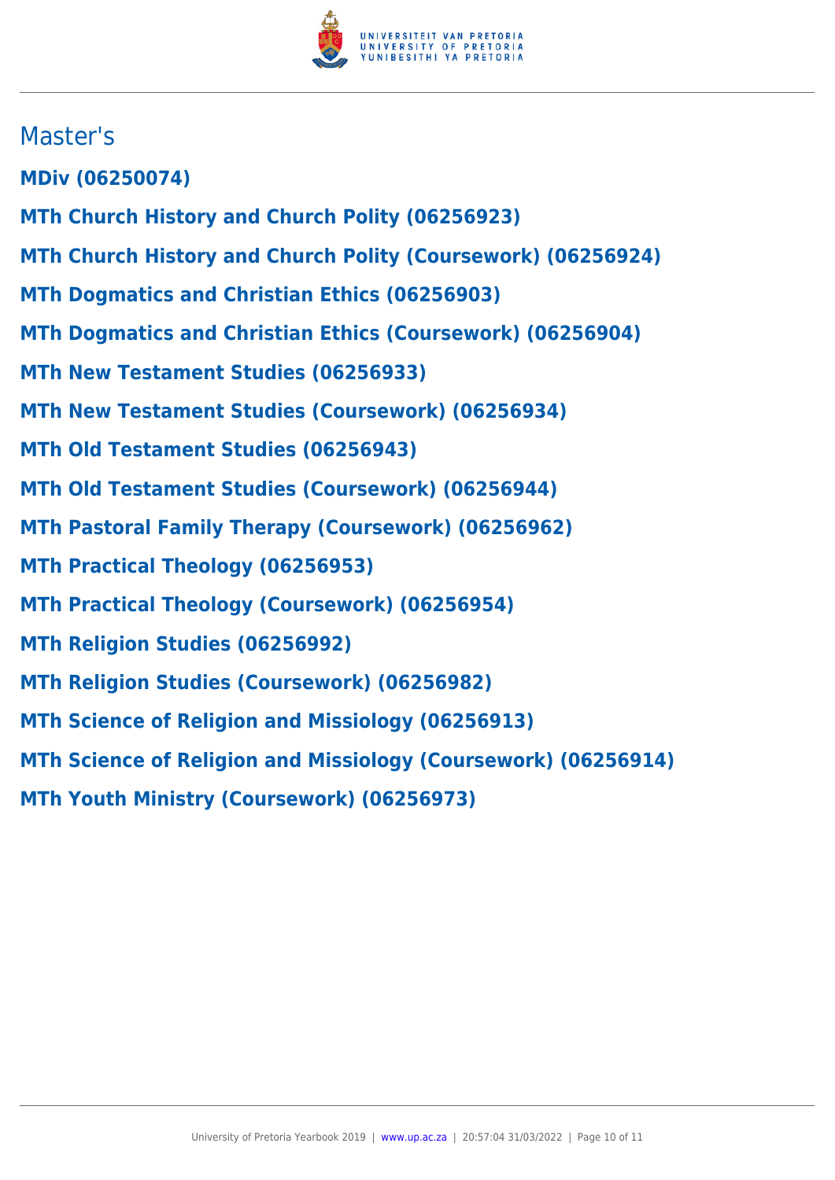## Master's

**MDiv (06250074)**

**MTh Church History and Church Polity (06256923)**

**MTh Church History and Church Polity (Coursework) (06256924)**

**MTh Dogmatics and Christian Ethics (06256903)**

**MTh Dogmatics and Christian Ethics (Coursework) (06256904)**

**MTh New Testament Studies (06256933)**

**MTh New Testament Studies (Coursework) (06256934)**

**MTh Old Testament Studies (06256943)**

**MTh Old Testament Studies (Coursework) (06256944)**

**MTh Pastoral Family Therapy (Coursework) (06256962)**

**MTh Practical Theology (06256953)**

**MTh Practical Theology (Coursework) (06256954)**

**MTh Religion Studies (06256992)**

**MTh Religion Studies (Coursework) (06256982)**

**MTh Science of Religion and Missiology (06256913)**

**MTh Science of Religion and Missiology (Coursework) (06256914)**

**MTh Youth Ministry (Coursework) (06256973)**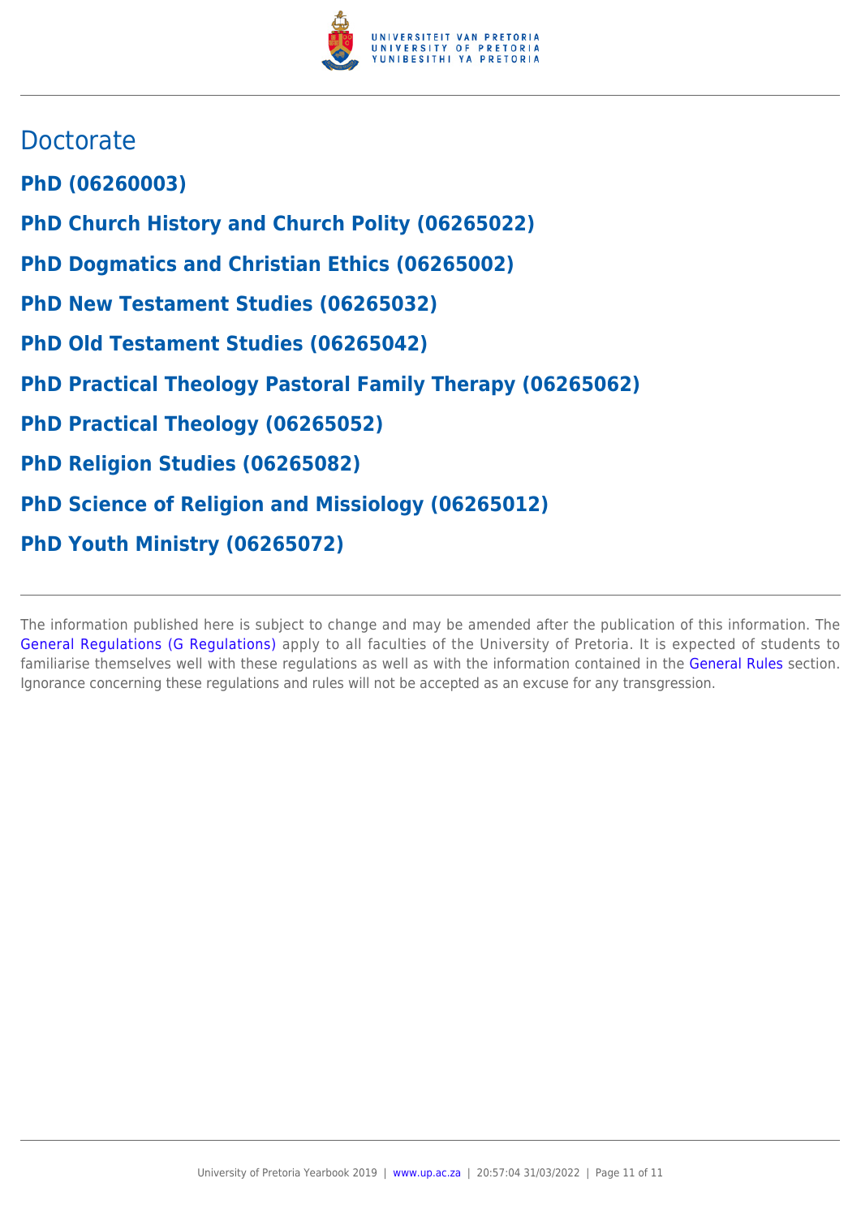## Doctorate

**PhD (06260003)**

**PhD Church History and Church Polity (06265022)**

**PhD Dogmatics and Christian Ethics (06265002)**

**PhD New Testament Studies (06265032)**

**PhD Old Testament Studies (06265042)**

**PhD Practical Theology Pastoral Family Therapy (06265062)**

**PhD Practical Theology (06265052)**

**PhD Religion Studies (06265082)**

**PhD Science of Religion and Missiology (06265012)**

**PhD Youth Ministry (06265072)**

---

The information published here is subject to change and may be amended after the publication of this information. The General Regulations (G Regulations) apply to all faculties of the University of Pretoria. It is expected of students to familiarise themselves well with these regulations as well as with the information contained in the General Rules section. Ignorance concerning these regulations and rules will not be accepted as an excuse for any transgression.